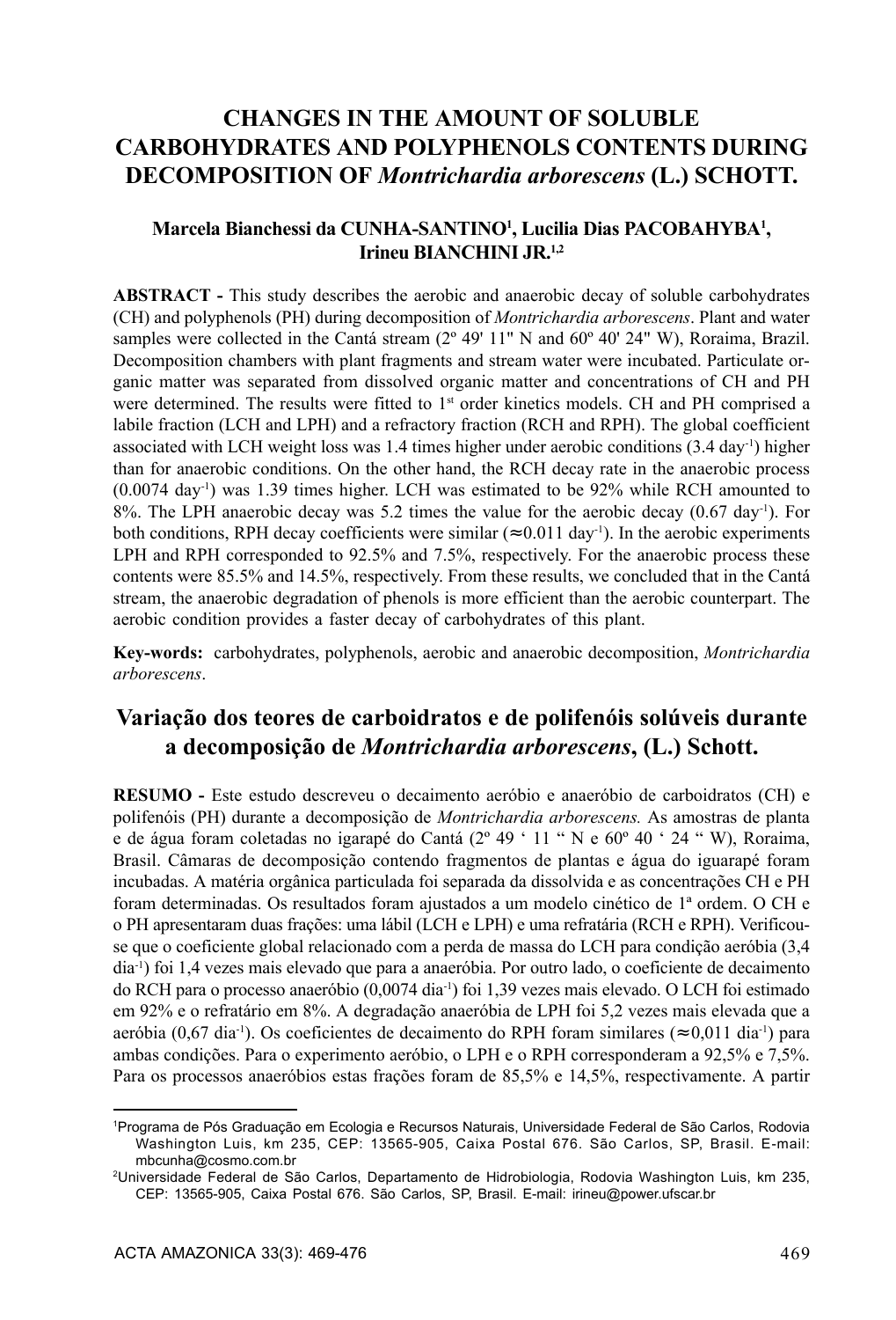# CHANGES IN THE AMOUNT OF SOLUBLE CARBOHYDRATES AND POLYPHENOLS CONTENTS DURING DECOMPOSITION OF *Montrichardia arborescens* (L.) SCHOTT.

**Marcela Bianchessi da CUNHA-SANTINO[1], Lucilia Dias PACOBAHYBA[1], Irineu BIANCHINI JR.[1,2]**

**ABSTRACT -** This study describes the aerobic and anaerobic decay of soluble carbohydrates (CH) and polyphenols (PH) during decomposition of *Montrichardia arborescens*. Plant and water samples were collected in the Cantá stream (2º 49' 11" N and 60º 40' 24" W), Roraima, Brazil. Decomposition chambers with plant fragments and stream water were incubated. Particulate organic matter was separated from dissolved organic matter and concentrations of CH and PH were determined. The results were fitted to 1st order kinetics models. CH and PH comprised a labile fraction (LCH and LPH) and a refractory fraction (RCH and RPH). The global coefficient associated with LCH weight loss was 1.4 times higher under aerobic conditions (3.4 $day^{-1}$) higher than for anaerobic conditions. On the other hand, the RCH decay rate in the anaerobic process (0.0074 $day^{-1}$) was 1.39 times higher. LCH was estimated to be 92% while RCH amounted to 8%. The LPH anaerobic decay was 5.2 times the value for the aerobic decay (0.67 $day^{-1}$). For both conditions, RPH decay coefficients were similar (≈0.011 $day^{-1}$). In the aerobic experiments LPH and RPH corresponded to 92.5% and 7.5%, respectively. For the anaerobic process these contents were 85.5% and 14.5%, respectively. From these results, we concluded that in the Cantá stream, the anaerobic degradation of phenols is more efficient than the aerobic counterpart. The aerobic condition provides a faster decay of carbohydrates of this plant.

**Key-words:** carbohydrates, polyphenols, aerobic and anaerobic decomposition, *Montrichardia arborescens*.

# Variação dos teores de carboidratos e de polifenóis solúveis durante a decomposição de *Montrichardia arborescens*, (L.) Schott.

**RESUMO -** Este estudo descreveu o decaimento aeróbio e anaeróbio de carboidratos (CH) e polifenóis (PH) durante a decomposição de *Montrichardia arborescens.* As amostras de planta e de água foram coletadas no igarapé do Cantá (2º 49 ' 11 " N e 60º 40 ' 24 " W), Roraima, Brasil. Câmaras de decomposição contendo fragmentos de plantas e água do iguarapé foram incubadas. A matéria orgânica particulada foi separada da dissolvida e as concentrações CH e PH foram determinadas. Os resultados foram ajustados a um modelo cinético de 1ª ordem. O CH e o PH apresentaram duas frações: uma lábil (LCH e LPH) e uma refratária (RCH e RPH). Verificou-se que o coeficiente global relacionado com a perda de massa do LCH para condição aeróbia (3,4 $dia^{-1}$) foi 1,4 vezes mais elevado que para a anaeróbia. Por outro lado, o coeficiente de decamento do RCH para o processo anaeróbio (0,0074 $dia^{-1}$) foi 1,39 vezes mais elevado. O LCH foi estimado em 92% e o refratário em 8%. A degradação anaeróbia de LPH foi 5,2 vezes mais elevada que a aeróbia (0,67 $dia^{-1}$). Os coeficientes de decaimento do RPH foram similares (≈0,011 $dia^{-1}$) para ambas condições. Para o experimento aeróbio, o LPH e o RPH corresponderam a 92,5% e 7,5%. Para os processos anaeróbios estas frações foram de 85,5% e 14,5%, respectivamente. A partir

---

[1]Programa de Pós Graduação em Ecologia e Recursos Naturais, Universidade Federal de São Carlos, Rodovia Washington Luis, km 235, CEP: 13565-905, Caixa Postal 676. São Carlos, SP, Brasil. E-mail: mbcunha@cosmo.com.br

[2]Universidade Federal de São Carlos, Departamento de Hidrobiologia, Rodovia Washington Luis, km 235, CEP: 13565-905, Caixa Postal 676. São Carlos, SP, Brasil. E-mail: irineu@power.ufscar.br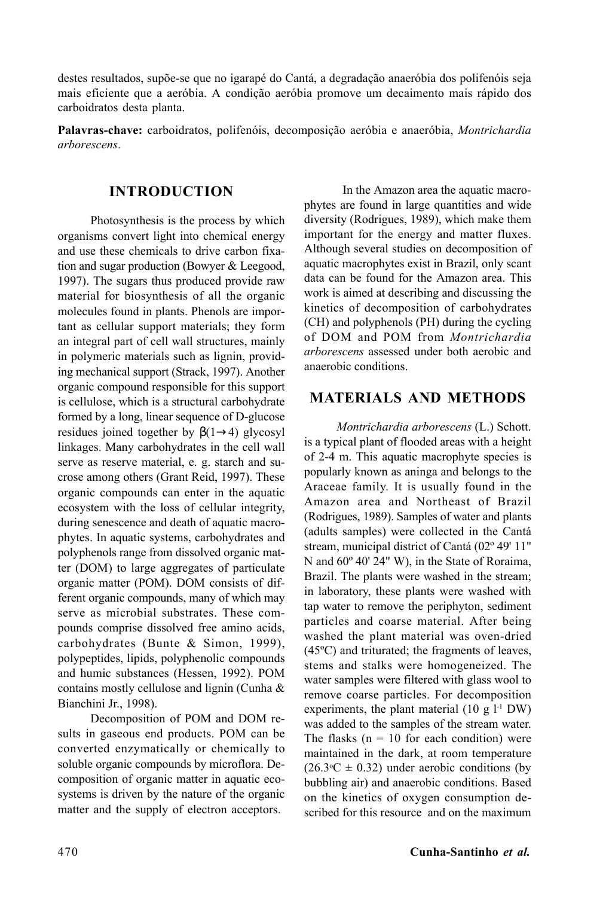destes resultados, supõe-se que no igarapé do Cantá, a degradação anaeróbia dos polifenóis seja mais eficiente que a aeróbia. A condição aeróbia promove um decaimento mais rápido dos carboidratos desta planta.

**Palavras-chave:** carboidratos, polifenóis, decomposição aeróbia e anaeróbia, *Montrichardia arborescens*.

## INTRODUCTION

Photosynthesis is the process by which organisms convert light into chemical energy and use these chemicals to drive carbon fixation and sugar production (Bowyer & Leegood, 1997). The sugars thus produced provide raw material for biosynthesis of all the organic molecules found in plants. Phenols are important as cellular support materials; they form an integral part of cell wall structures, mainly in polymeric materials such as lignin, providing mechanical support (Strack, 1997). Another organic compound responsible for this support is cellulose, which is a structural carbohydrate formed by a long, linear sequence of D-glucose residues joined together by $\beta(1\rightarrow4)$ glycosyl linkages. Many carbohydrates in the cell wall serve as reserve material, e. g. starch and sucrose among others (Grant Reid, 1997). These organic compounds can enter in the aquatic ecosystem with the loss of cellular integrity, during senescence and death of aquatic macrophytes. In aquatic systems, carbohydrates and polyphenols range from dissolved organic matter (DOM) to large aggregates of particulate organic matter (POM). DOM consists of different organic compounds, many of which may serve as microbial substrates. These compounds comprise dissolved free amino acids, carbohydrates (Bunte & Simon, 1999), polypeptides, lipids, polyphenolic compounds and humic substances (Hessen, 1992). POM contains mostly cellulose and lignin (Cunha & Bianchini Jr., 1998).

Decomposition of POM and DOM results in gaseous end products. POM can be converted enzymatically or chemically to soluble organic compounds by microflora. Decomposition of organic matter in aquatic ecosystems is driven by the nature of the organic matter and the supply of electron acceptors.

In the Amazon area the aquatic macrophytes are found in large quantities and wide diversity (Rodrigues, 1989), which make them important for the energy and matter fluxes. Although several studies on decomposition of aquatic macrophytes exist in Brazil, only scant data can be found for the Amazon area. This work is aimed at describing and discussing the kinetics of decomposition of carbohydrates (CH) and polyphenols (PH) during the cycling of DOM and POM from *Montrichardia arborescens* assessed under both aerobic and anaerobic conditions.

## MATERIALS AND METHODS

*Montrichardia arborescens* (L.) Schott. is a typical plant of flooded areas with a height of 2-4 m. This aquatic macrophyte species is popularly known as aninga and belongs to the Araceae family. It is usually found in the Amazon area and Northeast of Brazil (Rodrigues, 1989). Samples of water and plants (adults samples) were collected in the Cantá stream, municipal district of Cantá (02º 49' 11" N and 60º 40' 24" W), in the State of Roraima, Brazil. The plants were washed in the stream; in laboratory, these plants were washed with tap water to remove the periphyton, sediment particles and coarse material. After being washed the plant material was oven-dried (45ºC) and triturated; the fragments of leaves, stems and stalks were homogeneized. The water samples were filtered with glass wool to remove coarse particles. For decomposition experiments, the plant material (10 g $l^{-1}$ DW) was added to the samples of the stream water. The flasks ($n = 10$ for each condition) were maintained in the dark, at room temperature (26.3ºC ± 0.32) under aerobic conditions (by bubbling air) and anaerobic conditions. Based on the kinetics of oxygen consumption described for this resource and on the maximum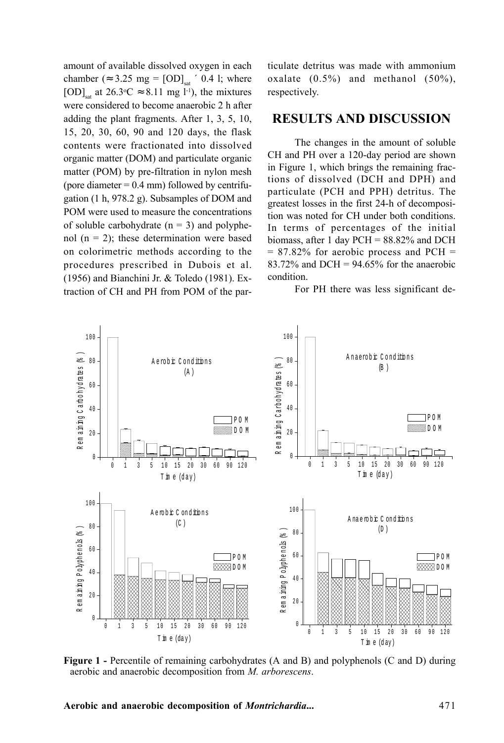amount of available dissolved oxygen in each chamber ($\approx$3.25 mg = $[OD]_{sat}$ ´ 0.4 l; where $[OD]_{sat}$ at 26.3°C $\approx$8.11 mg $l^{-1}$), the mixtures were considered to become anaerobic 2 h after adding the plant fragments. After 1, 3, 5, 10, 15, 20, 30, 60, 90 and 120 days, the flask contents were fractionated into dissolved organic matter (DOM) and particulate organic matter (POM) by pre-filtration in nylon mesh (pore diameter = 0.4 mm) followed by centrifugation (1 h, 978.2 g). Subsamples of DOM and POM were used to measure the concentrations of soluble carbohydrate (n = 3) and polyphenol (n = 2); these determination were based on colorimetric methods according to the procedures prescribed in Dubois et al. (1956) and Bianchini Jr. & Toledo (1981). Extraction of CH and PH from POM of the particulate detritus was made with ammonium oxalate (0.5%) and methanol (50%), respectively.

## RESULTS AND DISCUSSION

The changes in the amount of soluble CH and PH over a 120-day period are shown in Figure 1, which brings the remaining fractions of dissolved (DCH and DPH) and particulate (PCH and PPH) detritus. The greatest losses in the first 24-h of decomposition was noted for CH under both conditions. In terms of percentages of the initial biomass, after 1 day PCH = 88.82% and DCH = 87.82% for aerobic process and PCH = 83.72% and DCH = 94.65% for the anaerobic condition.

For PH there was less significant de-

**Figure 1 -** Percentile of remaining carbohydrates (A and B) and polyphenols (C and D) during aerobic and anaerobic decomposition from *M. arborescens*.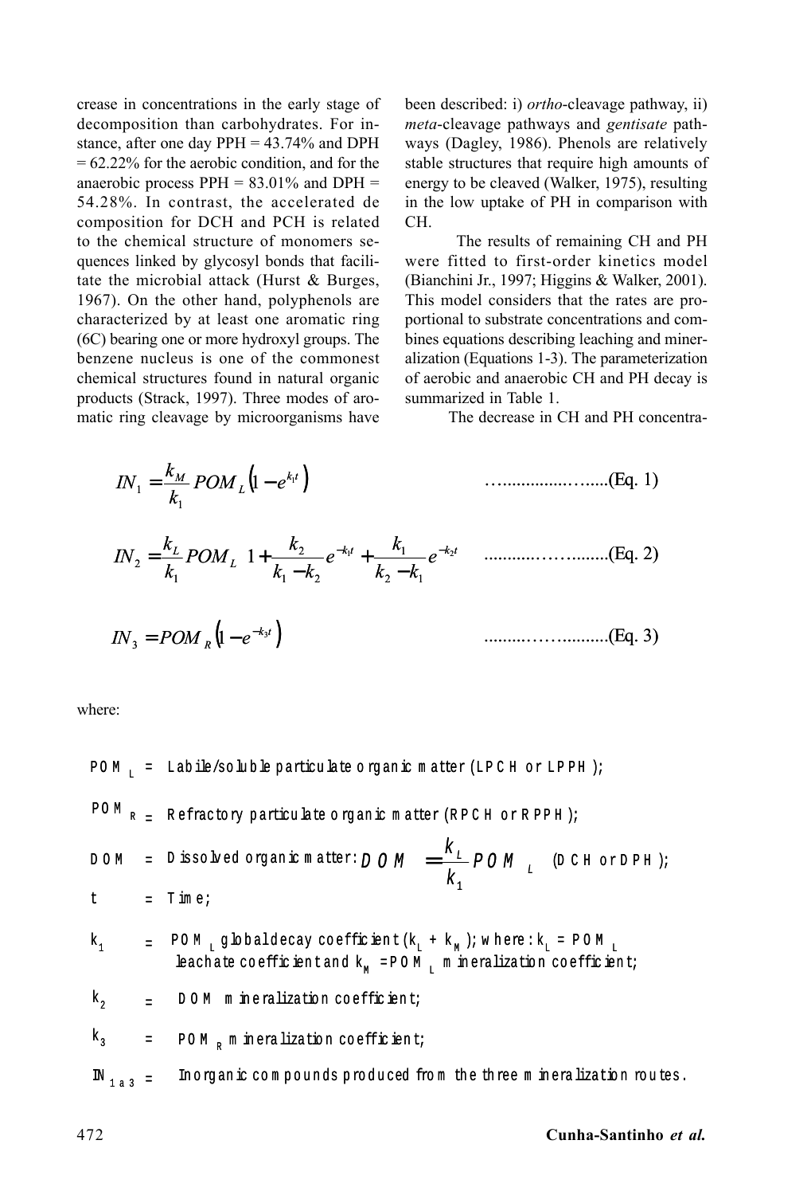crease in concentrations in the early stage of decomposition than carbohydrates. For instance, after one day PPH = 43.74% and DPH = 62.22% for the aerobic condition, and for the anaerobic process PPH = 83.01% and DPH = 54.28%. In contrast, the accelerated decomposition for DCH and PCH is related to the chemical structure of monomers sequences linked by glycosyl bonds that facilitate the microbial attack (Hurst & Burges, 1967). On the other hand, polyphenols are characterized by at least one aromatic ring (6C) bearing one or more hydroxyl groups. The benzene nucleus is one of the commonest chemical structures found in natural organic products (Strack, 1997). Three modes of aromatic ring cleavage by microorganisms have been described: i) *ortho*-cleavage pathway, ii) *meta*-cleavage pathways and *gentisate* pathways (Dagley, 1986). Phenols are relatively stable structures that require high amounts of energy to be cleaved (Walker, 1975), resulting in the low uptake of PH in comparison with CH.

The results of remaining CH and PH were fitted to first-order kinetics model (Bianchini Jr., 1997; Higgins & Walker, 2001). This model considers that the rates are proportional to substrate concentrations and combines equations describing leaching and mineralization (Equations 1-3). The parameterization of aerobic and anaerobic CH and PH decay is summarized in Table 1.

The decrease in CH and PH concentra-

$$IN_1 = \frac{k_M}{k_1} POM_L \left(1 - e^{k_1 t}\right) \quad \text{(Eq. 1)}$$

$$IN_2 = \frac{k_L}{k_1} POM_L \left(1 + \frac{k_2}{k_1 - k_2} e^{-k_1 t} + \frac{k_1}{k_2 - k_1} e^{-k_2 t}\right) \quad \text{(Eq. 2)}$$

$$IN_3 = POM_R \left(1 - e^{-k_3 t}\right) \quad \text{(Eq. 3)}$$

where:

- $POM_L$ = Labile/soluble particulate organic matter (LPCH or LPPH);
- $POM_R$ = Refractory particulate organic matter (RPCH or RPPH);
- DOM = Dissolved organic matter: $DOM = \frac{k_L}{k_1} POM_L$ (DCH or DPH);
- t = Time;
- $k_1$ = $POM_L$ global decay coefficient ($k_L + k_M$); where: $k_L$ = $POM_L$ leachate coefficient and $k_M$ = $POM_L$ mineralization coefficient;
- $k_2$ = DOM mineralization coefficient;
- $k_3$ = $POM_R$ mineralization coefficient;
- $IN_{1\,a\,3}$ = Inorganic compounds produced from the three mineralization routes.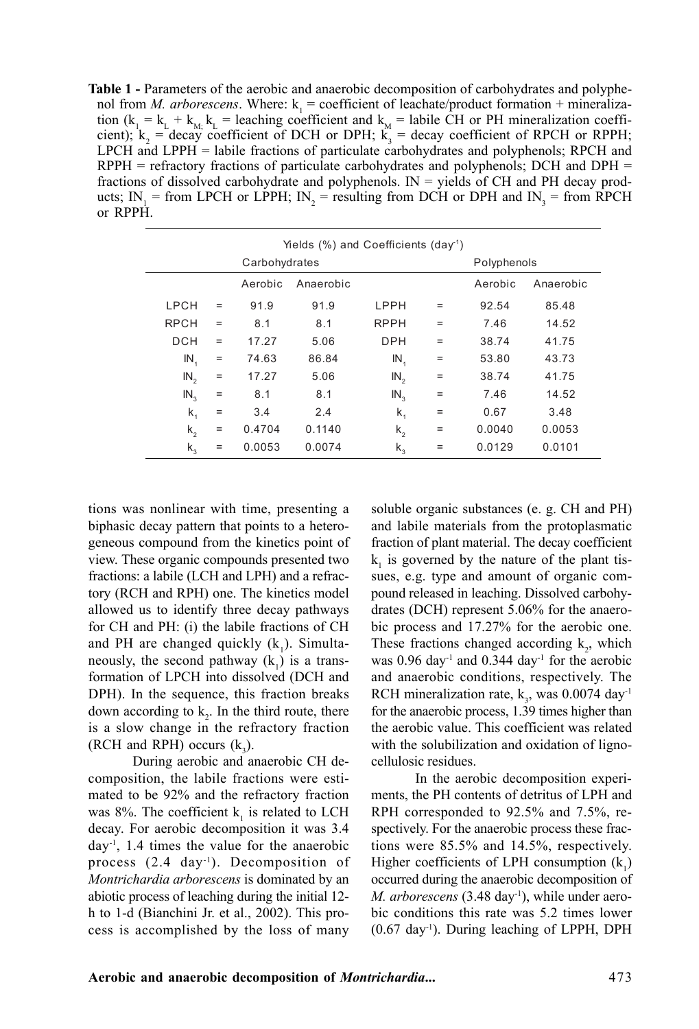**Table 1 -** Parameters of the aerobic and anaerobic decomposition of carbohydrates and polyphenol from *M. arborescens*. Where: $k_1$ = coefficient of leachate/product formation + mineralization ($k_1 = k_L + k_M$; $k_L$ = leaching coefficient and $k_M$ = labile CH or PH mineralization coefficient); $k_2$ = decay coefficient of DCH or DPH; $k_3$ = decay coefficient of RPCH or RPPH; LPCH and LPPH = labile fractions of particulate carbohydrates and polyphenols; RPCH and RPPH = refractory fractions of particulate carbohydrates and polyphenols; DCH and DPH = fractions of dissolved carbohydrate and polyphenols. IN = yields of CH and PH decay products; $IN_1$ = from LPCH or LPPH; $IN_2$ = resulting from DCH or DPH and $IN_3$ = from RPCH or RPPH.

| Yields (%) and Coefficients (day$^{-1}$) | | | | | | | |
|---|---|---|---|---|---|---|---|
| | | Carbohydrates | | | | Polyphenols | |
| | | Aerobic | Anaerobic | | | Aerobic | Anaerobic |
| LPCH | = | 91.9 | 91.9 | LPPH | = | 92.54 | 85.48 |
| RPCH | = | 8.1 | 8.1 | RPPH | = | 7.46 | 14.52 |
| DCH | = | 17.27 | 5.06 | DPH | = | 38.74 | 41.75 |
| $IN_1$ | = | 74.63 | 86.84 | $IN_1$ | = | 53.80 | 43.73 |
| $IN_2$ | = | 17.27 | 5.06 | $IN_2$ | = | 38.74 | 41.75 |
| $IN_3$ | = | 8.1 | 8.1 | $IN_3$ | = | 7.46 | 14.52 |
| $k_1$ | = | 3.4 | 2.4 | $k_1$ | = | 0.67 | 3.48 |
| $k_2$ | = | 0.4704 | 0.1140 | $k_2$ | = | 0.0040 | 0.0053 |
| $k_3$ | = | 0.0053 | 0.0074 | $k_3$ | = | 0.0129 | 0.0101 |

tions was nonlinear with time, presenting a biphasic decay pattern that points to a heterogeneous compound from the kinetics point of view. These organic compounds presented two fractions: a labile (LCH and LPH) and a refractory (RCH and RPH) one. The kinetics model allowed us to identify three decay pathways for CH and PH: (i) the labile fractions of CH and PH are changed quickly ($k_1$). Simultaneously, the second pathway ($k_1$) is a transformation of LPCH into dissolved (DCH and DPH). In the sequence, this fraction breaks down according to $k_2$. In the third route, there is a slow change in the refractory fraction (RCH and RPH) occurs ($k_3$).

During aerobic and anaerobic CH decomposition, the labile fractions were estimated to be 92% and the refractory fraction was 8%. The coefficient $k_1$ is related to LCH decay. For aerobic decomposition it was 3.4 day$^{-1}$, 1.4 times the value for the anaerobic process (2.4 day$^{-1}$). Decomposition of *Montrichardia arborescens* is dominated by an abiotic process of leaching during the initial 12-h to 1-d (Bianchini Jr. et al., 2002). This process is accomplished by the loss of many soluble organic substances (e. g. CH and PH) and labile materials from the protoplasmatic fraction of plant material. The decay coefficient $k_1$ is governed by the nature of the plant tissues, e.g. type and amount of organic compound released in leaching. Dissolved carbohydrates (DCH) represent 5.06% for the anaerobic process and 17.27% for the aerobic one. These fractions changed according $k_2$, which was 0.96 day$^{-1}$ and 0.344 day$^{-1}$ for the aerobic and anaerobic conditions, respectively. The RCH mineralization rate, $k_3$, was 0.0074 day$^{-1}$ for the anaerobic process, 1.39 times higher than the aerobic value. This coefficient was related with the solubilization and oxidation of lignocellulosic residues.

In the aerobic decomposition experiments, the PH contents of detritus of LPH and RPH corresponded to 92.5% and 7.5%, respectively. For the anaerobic process these fractions were 85.5% and 14.5%, respectively. Higher coefficients of LPH consumption ($k_1$) occurred during the anaerobic decomposition of *M. arborescens* (3.48 day$^{-1}$), while under aerobic conditions this rate was 5.2 times lower (0.67 day$^{-1}$). During leaching of LPPH, DPH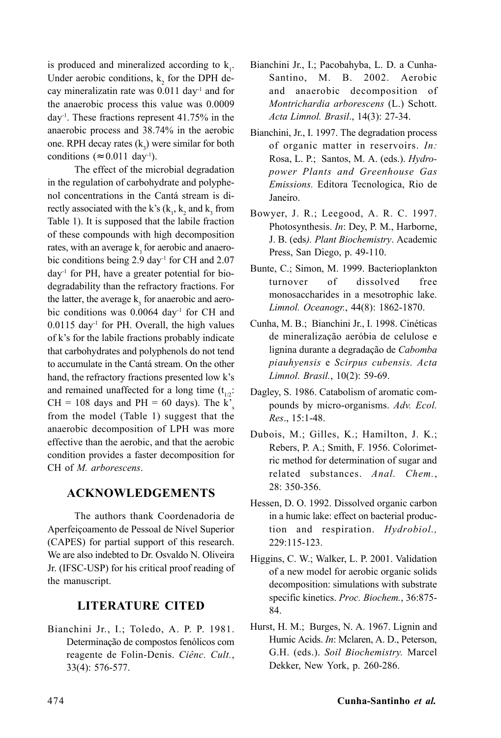is produced and mineralized according to $k_1$. Under aerobic conditions, $k_2$ for the DPH decay mineralizatin rate was 0.011 $day^{-1}$ and for the anaerobic process this value was 0.0009 $day^{-1}$. These fractions represent 41.75% in the anaerobic process and 38.74% in the aerobic one. RPH decay rates ($k_3$) were similar for both conditions ($\approx$ 0.011 $day^{-1}$).

The effect of the microbial degradation in the regulation of carbohydrate and polyphenol concentrations in the Cantá stream is directly associated with the k's ($k_1$, $k_2$ and $k_3$ from Table 1). It is supposed that the labile fraction of these compounds with high decomposition rates, with an average $k_1$ for aerobic and anaerobic conditions being 2.9 $day^{-1}$ for CH and 2.07 $day^{-1}$ for PH, have a greater potential for biodegradability than the refractory fractions. For the latter, the average $k_3$ for anaerobic and aerobic conditions was 0.0064 $day^{-1}$ for CH and 0.0115 $day^{-1}$ for PH. Overall, the high values of k's for the labile fractions probably indicate that carbohydrates and polyphenols do not tend to accumulate in the Cantá stream. On the other hand, the refractory fractions presented low k's and remained unaffected for a long time ($t_{1/2}$: CH = 108 days and PH = 60 days). The $k'_s$ from the model (Table 1) suggest that the anaerobic decomposition of LPH was more effective than the aerobic, and that the aerobic condition provides a faster decomposition for CH of *M. arborescens*.

## ACKNOWLEDGEMENTS

The authors thank Coordenadoria de Aperfeiçoamento de Pessoal de Nível Superior (CAPES) for partial support of this research. We are also indebted to Dr. Osvaldo N. Oliveira Jr. (IFSC-USP) for his critical proof reading of the manuscript.

## LITERATURE CITED

Bianchini Jr., I.; Toledo, A. P. P. 1981. Determinação de compostos fenólicos com reagente de Folin-Denis. *Ciênc. Cult.*, 33(4): 576-577.

Bianchini Jr., I.; Pacobahyba, L. D. a Cunha-Santino, M. B. 2002. Aerobic and anaerobic decomposition of *Montrichardia arborescens* (L.) Schott. *Acta Limnol. Brasil*., 14(3): 27-34.

Bianchini, Jr., I. 1997. The degradation process of organic matter in reservoirs. *In:* Rosa, L. P.; Santos, M. A. (eds.). *Hydropower Plants and Greenhouse Gas Emissions.* Editora Tecnologica, Rio de Janeiro.

Bowyer, J. R.; Leegood, A. R. C. 1997. Photosynthesis. *In*: Dey, P. M., Harborne, J. B. (eds*). Plant Biochemistry*. Academic Press, San Diego, p. 49-110.

Bunte, C.; Simon, M. 1999. Bacterioplankton turnover of dissolved free monosaccharides in a mesotrophic lake. *Limnol. Oceanogr.*, 44(8): 1862-1870.

Cunha, M. B.; Bianchini Jr., I. 1998. Cinéticas de mineralização aeróbia de celulose e lignina durante a degradação de *Cabomba piauhyensis* e *Scirpus cubensis. Acta Limnol. Brasil.*, 10(2): 59-69.

Dagley, S. 1986. Catabolism of aromatic compounds by micro-organisms. *Adv. Ecol. Res*., 15:1-48.

Dubois, M.; Gilles, K.; Hamilton, J. K.; Rebers, P. A.; Smith, F. 1956. Colorimetric method for determination of sugar and related substances. *Anal. Chem.*, 28: 350-356.

Hessen, D. O. 1992. Dissolved organic carbon in a humic lake: effect on bacterial production and respiration. *Hydrobiol.,* 229:115-123.

Higgins, C. W.; Walker, L. P. 2001. Validation of a new model for aerobic organic solids decomposition: simulations with substrate specific kinetics. *Proc. Biochem.*, 36:875-84.

Hurst, H. M.; Burges, N. A. 1967. Lignin and Humic Acids. *In*: Mclaren, A. D., Peterson, G.H. (eds.). *Soil Biochemistry.* Marcel Dekker, New York, p. 260-286.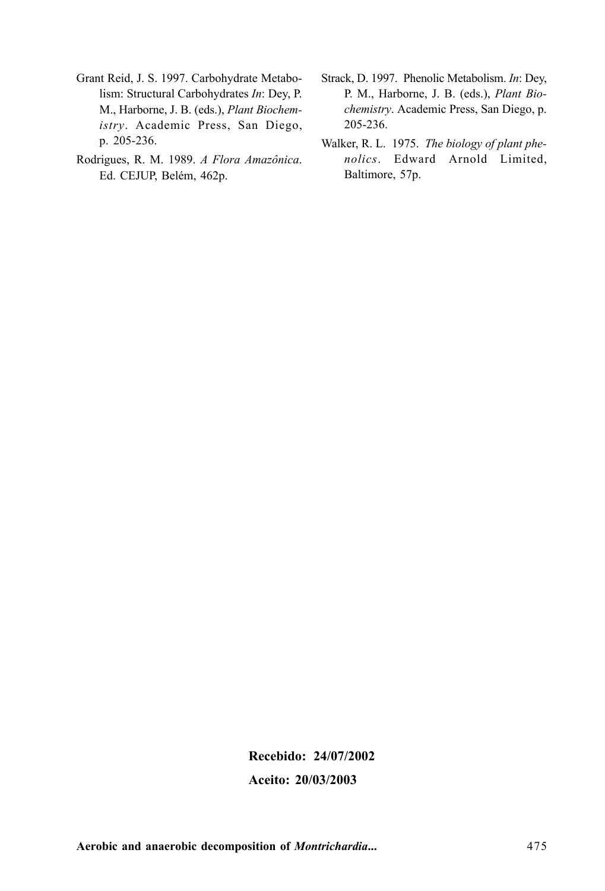Grant Reid, J. S. 1997. Carbohydrate Metabolism: Structural Carbohydrates *In*: Dey, P. M., Harborne, J. B. (eds.), *Plant Biochemistry*. Academic Press, San Diego, p. 205-236.

Rodrigues, R. M. 1989. *A Flora Amazônica*. Ed. CEJUP, Belém, 462p.

Strack, D. 1997. Phenolic Metabolism. *In*: Dey, P. M., Harborne, J. B. (eds.), *Plant Biochemistry*. Academic Press, San Diego, p. 205-236.

Walker, R. L. 1975. *The biology of plant phenolics*. Edward Arnold Limited, Baltimore, 57p.

**Recebido: 24/07/2002**

**Aceito: 20/03/2003**